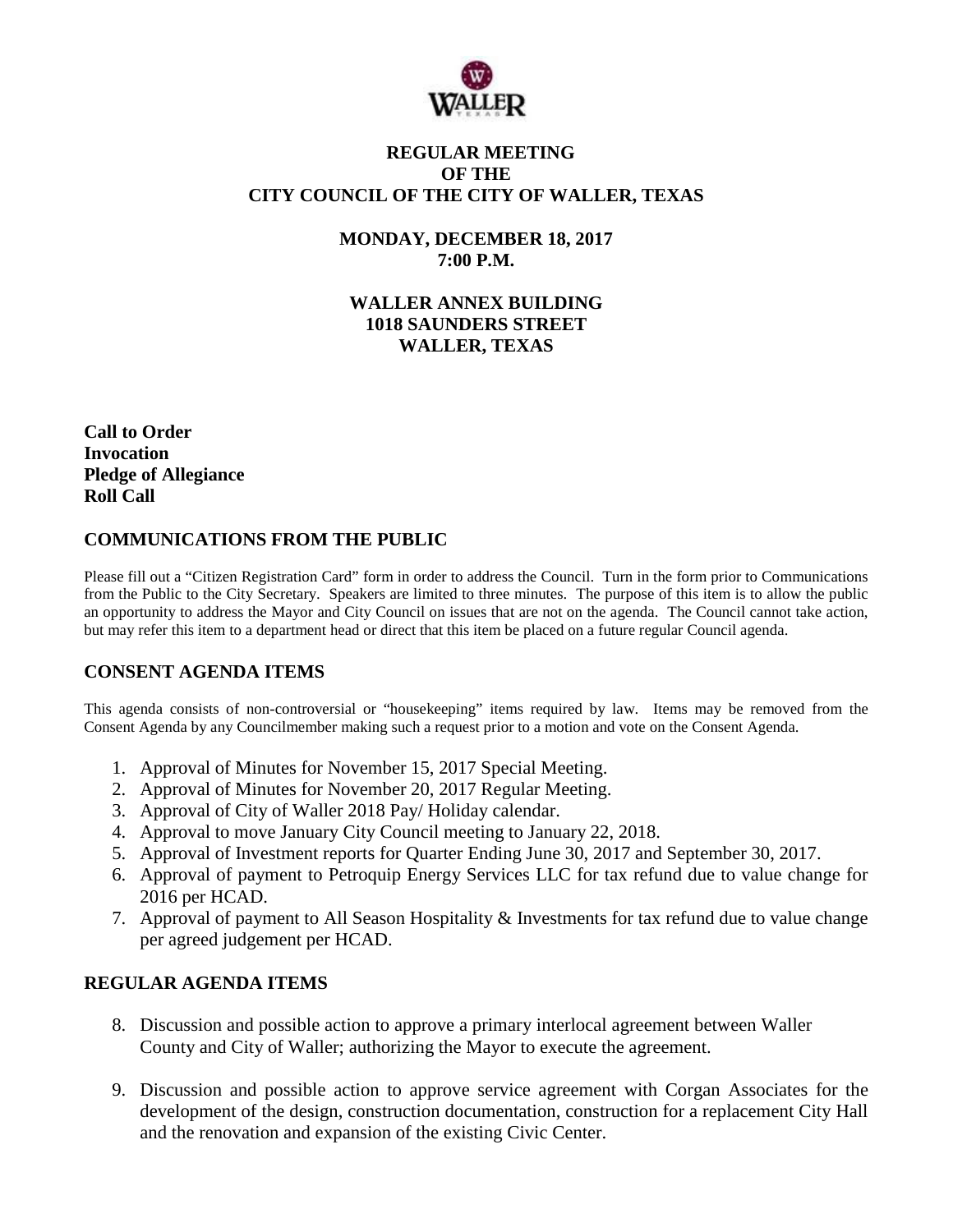# REGULAR MEETING
# OF THE
# CITY COUNCIL OF THE CITY OF WALLER, TEXAS

**MONDAY, DECEMBER 18, 2017**
**7:00 P.M.**

**WALLER ANNEX BUILDING**
**1018 SAUNDERS STREET**
**WALLER, TEXAS**

**Call to Order**
**Invocation**
**Pledge of Allegiance**
**Roll Call**

## COMMUNICATIONS FROM THE PUBLIC

Please fill out a "Citizen Registration Card" form in order to address the Council. Turn in the form prior to Communications from the Public to the City Secretary. Speakers are limited to three minutes. The purpose of this item is to allow the public an opportunity to address the Mayor and City Council on issues that are not on the agenda. The Council cannot take action, but may refer this item to a department head or direct that this item be placed on a future regular Council agenda.

## CONSENT AGENDA ITEMS

This agenda consists of non-controversial or "housekeeping" items required by law. Items may be removed from the Consent Agenda by any Councilmember making such a request prior to a motion and vote on the Consent Agenda.

1. Approval of Minutes for November 15, 2017 Special Meeting.
2. Approval of Minutes for November 20, 2017 Regular Meeting.
3. Approval of City of Waller 2018 Pay/ Holiday calendar.
4. Approval to move January City Council meeting to January 22, 2018.
5. Approval of Investment reports for Quarter Ending June 30, 2017 and September 30, 2017.
6. Approval of payment to Petroquip Energy Services LLC for tax refund due to value change for 2016 per HCAD.
7. Approval of payment to All Season Hospitality & Investments for tax refund due to value change per agreed judgement per HCAD.

## REGULAR AGENDA ITEMS

8. Discussion and possible action to approve a primary interlocal agreement between Waller County and City of Waller; authorizing the Mayor to execute the agreement.

9. Discussion and possible action to approve service agreement with Corgan Associates for the development of the design, construction documentation, construction for a replacement City Hall and the renovation and expansion of the existing Civic Center.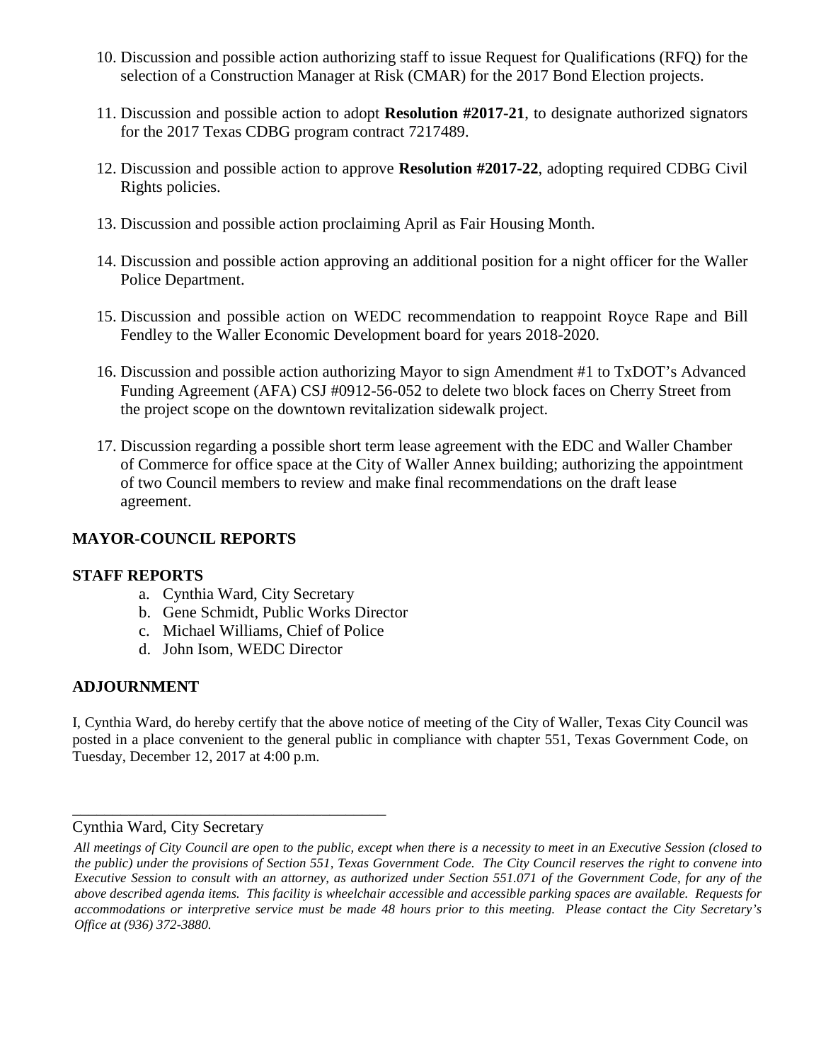10. Discussion and possible action authorizing staff to issue Request for Qualifications (RFQ) for the selection of a Construction Manager at Risk (CMAR) for the 2017 Bond Election projects.

11. Discussion and possible action to adopt **Resolution #2017-21**, to designate authorized signators for the 2017 Texas CDBG program contract 7217489.

12. Discussion and possible action to approve **Resolution #2017-22**, adopting required CDBG Civil Rights policies.

13. Discussion and possible action proclaiming April as Fair Housing Month.

14. Discussion and possible action approving an additional position for a night officer for the Waller Police Department.

15. Discussion and possible action on WEDC recommendation to reappoint Royce Rape and Bill Fendley to the Waller Economic Development board for years 2018-2020.

16. Discussion and possible action authorizing Mayor to sign Amendment #1 to TxDOT's Advanced Funding Agreement (AFA) CSJ #0912-56-052 to delete two block faces on Cherry Street from the project scope on the downtown revitalization sidewalk project.

17. Discussion regarding a possible short term lease agreement with the EDC and Waller Chamber of Commerce for office space at the City of Waller Annex building; authorizing the appointment of two Council members to review and make final recommendations on the draft lease agreement.

**MAYOR-COUNCIL REPORTS**

**STAFF REPORTS**

a. Cynthia Ward, City Secretary
b. Gene Schmidt, Public Works Director
c. Michael Williams, Chief of Police
d. John Isom, WEDC Director

**ADJOURNMENT**

I, Cynthia Ward, do hereby certify that the above notice of meeting of the City of Waller, Texas City Council was posted in a place convenient to the general public in compliance with chapter 551, Texas Government Code, on Tuesday, December 12, 2017 at 4:00 p.m.

\_\_\_\_\_\_\_\_\_\_\_\_\_\_\_\_\_\_\_\_\_\_\_\_\_\_\_\_\_\_\_\_\_\_\_\_\_\_\_\_

Cynthia Ward, City Secretary

*All meetings of City Council are open to the public, except when there is a necessity to meet in an Executive Session (closed to the public) under the provisions of Section 551, Texas Government Code. The City Council reserves the right to convene into Executive Session to consult with an attorney, as authorized under Section 551.071 of the Government Code, for any of the above described agenda items. This facility is wheelchair accessible and accessible parking spaces are available. Requests for accommodations or interpretive service must be made 48 hours prior to this meeting. Please contact the City Secretary's Office at (936) 372-3880.*